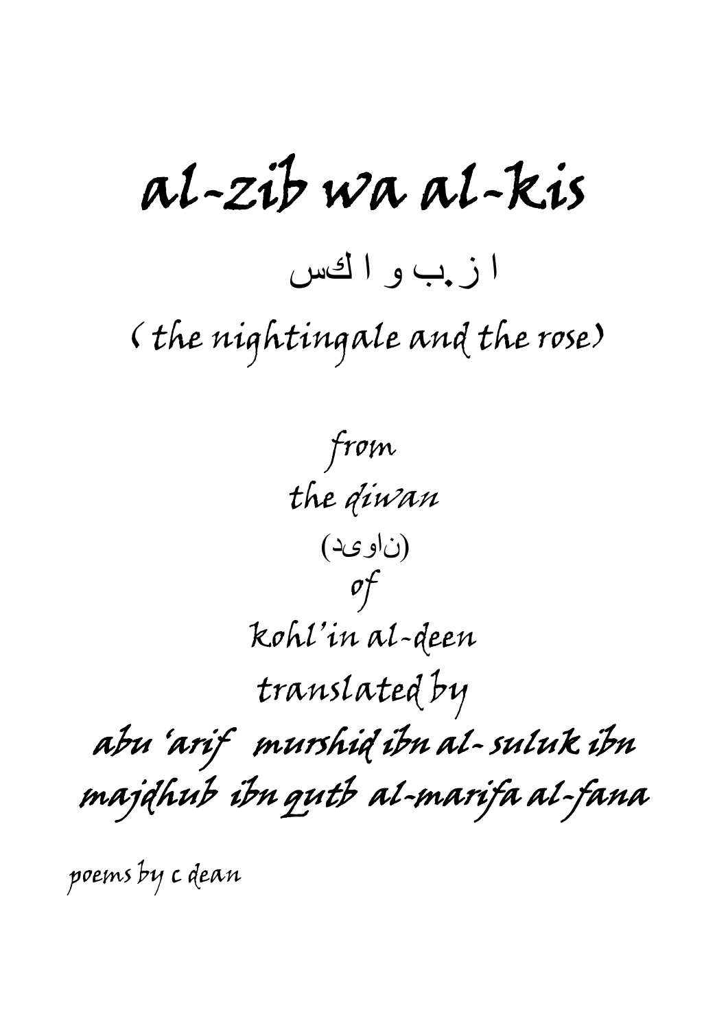# al-zib wa al-kis

ا ز.ب و ا كس

( the nightingale and the rose)

*from*

the *diwan*

(ناوىد)

*of*

kohl'in al-deen

translated by

***abu 'arif murshid ibn al- suluk ibn majdhub ibn qutb al-marifa al-fana***

poems by c dean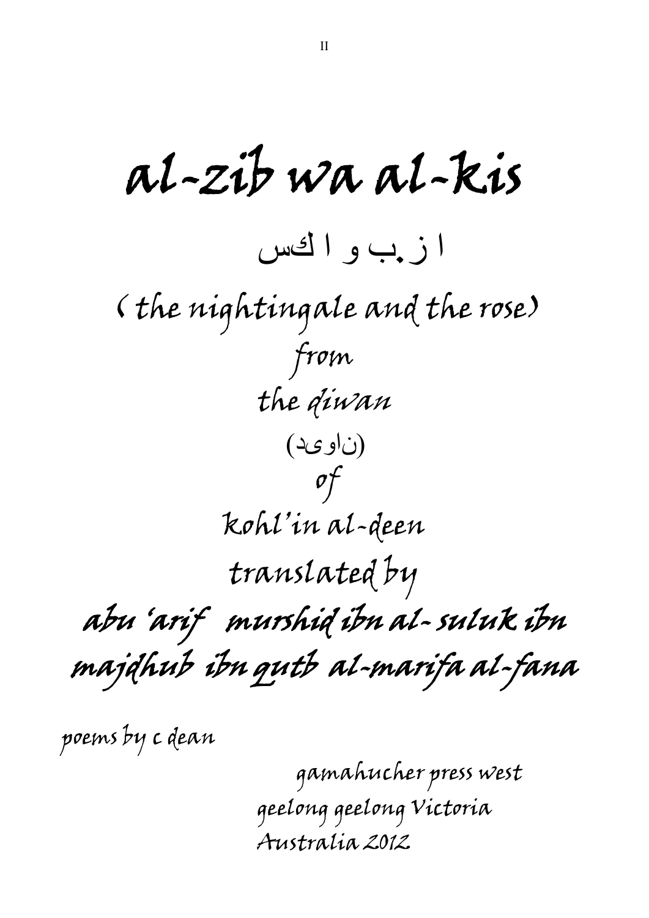# al-zib wa al-kis

ا ز.ب و ا كس

( the nightingale and the rose)

from

the diwan

(ناوىد)

of

kohl'in al-deen

translated by

## abu 'arif murshid ibn al- suluk ibn majdhub ibn qutb al-marifa al-fana

poems by c dean

gamahucher press west
geelong geelong Victoria
Australia 2012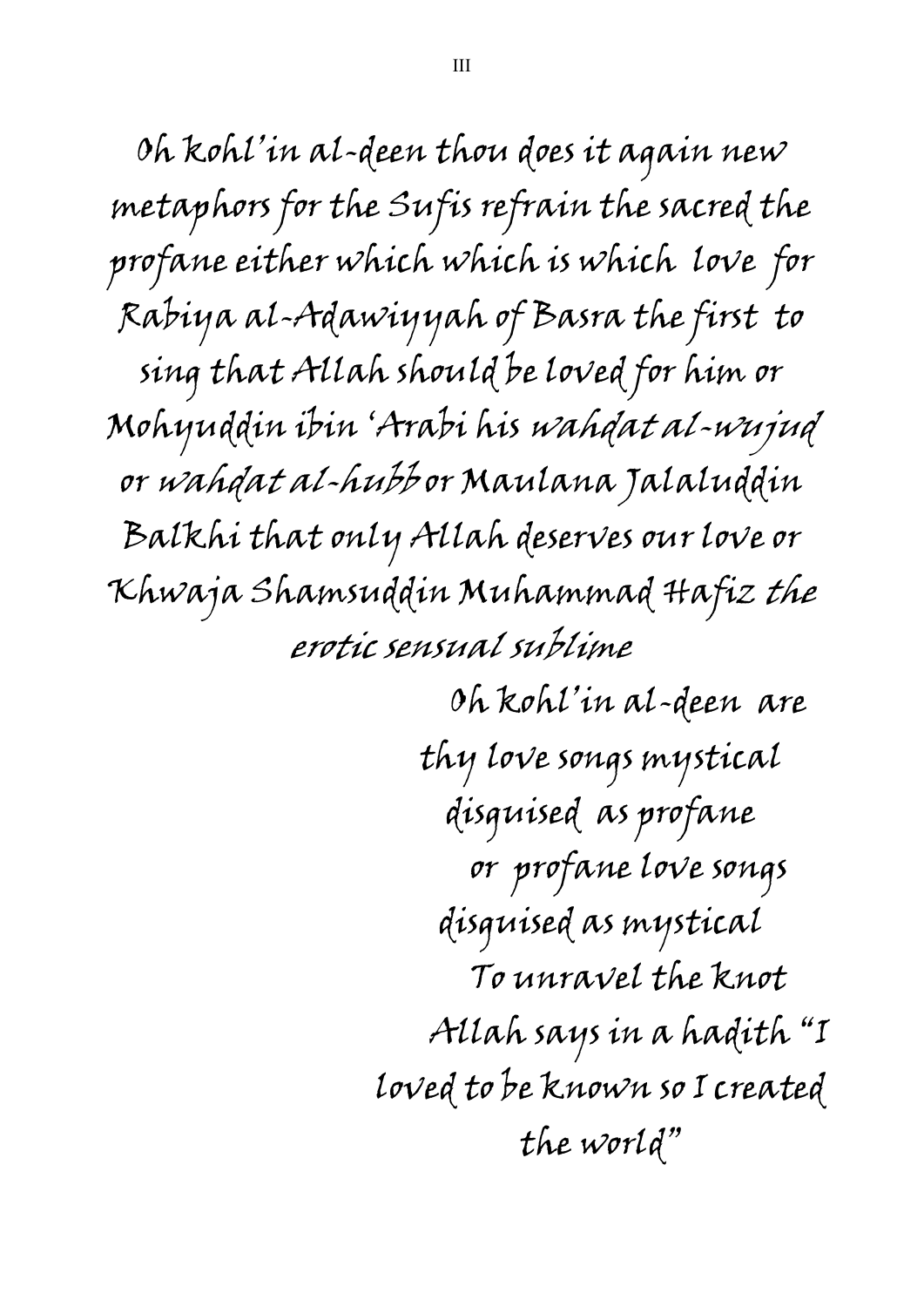Oh kohl'in al-deen thou does it again new metaphors for the Sufis refrain the sacred the profane either which which is which love for Rabiya al-Adawiyyah of Basra the first to sing that Allah should be loved for him or Mohyuddin ibin 'Arabi his *wahdat al-wujud* or *wahdat al-hubb* or Maulana Jalaluddin Balkhi that only Allah deserves our love or Khwaja Shamsuddin Muhammad Hafiz *the erotic sensual sublime*

Oh kohl'in al-deen are
thy love songs mystical
disguised as profane
or profane love songs
disguised as mystical
To unravel the knot
Allah says in a hadith "I
loved to be known so I created
the world"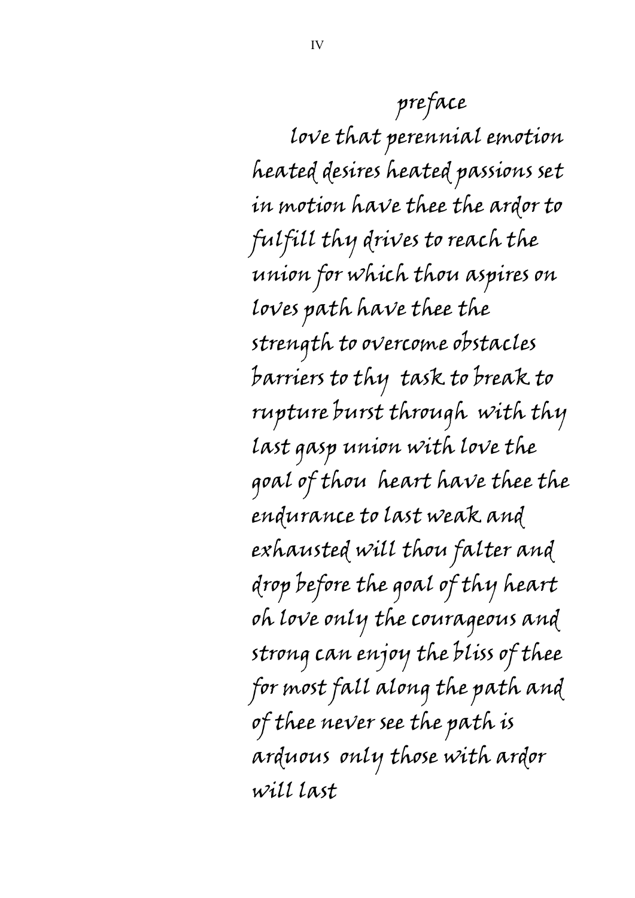## preface

love that perennial emotion heated desires heated passions set in motion have thee the ardor to fulfill thy drives to reach the union for which thou aspires on loves path have thee the strength to overcome obstacles barriers to thy task to break to rupture burst through with thy last gasp union with love the goal of thou heart have thee the endurance to last weak and exhausted will thou falter and drop before the goal of thy heart oh love only the courageous and strong can enjoy the bliss of thee for most fall along the path and of thee never see the path is arduous only those with ardor will last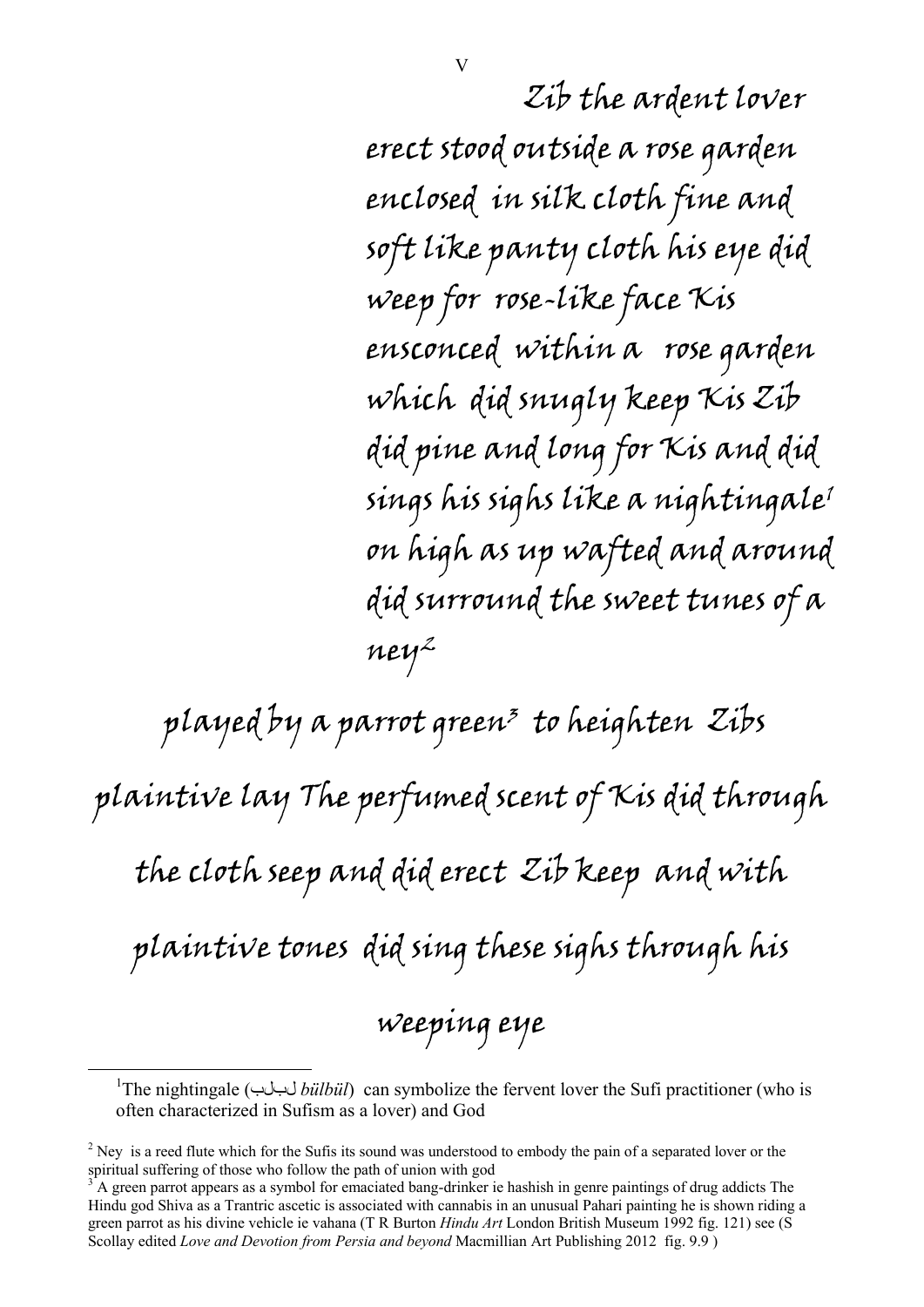V

Zib the ardent lover
erect stood outside a rose garden
enclosed in silk cloth fine and
soft like panty cloth his eye did
weep for rose-like face Kis
ensconced within a rose garden
which did snugly keep Kis Zib
did pine and long for Kis and did
sings his sighs like a nightingale[1]
on high as up wafted and around
did surround the sweet tunes of a
ney[2]

played by a parrot green[3] to heighten Zibs
plaintive lay The perfumed scent of Kis did through
the cloth seep and did erect Zib keep and with
plaintive tones did sing these sighs through his
weeping eye

---

[1] The nightingale (بلبل *bülbül*) can symbolize the fervent lover the Sufi practitioner (who is often characterized in Sufism as a lover) and God

[2] Ney is a reed flute which for the Sufis its sound was understood to embody the pain of a separated lover or the spiritual suffering of those who follow the path of union with god

[3] A green parrot appears as a symbol for emaciated bang-drinker ie hashish in genre paintings of drug addicts The Hindu god Shiva as a Trantric ascetic is associated with cannabis in an unusual Pahari painting he is shown riding a green parrot as his divine vehicle ie vahana (T R Burton *Hindu Art* London British Museum 1992 fig. 121) see (S Scollay edited *Love and Devotion from Persia and beyond* Macmillian Art Publishing 2012 fig. 9.9 )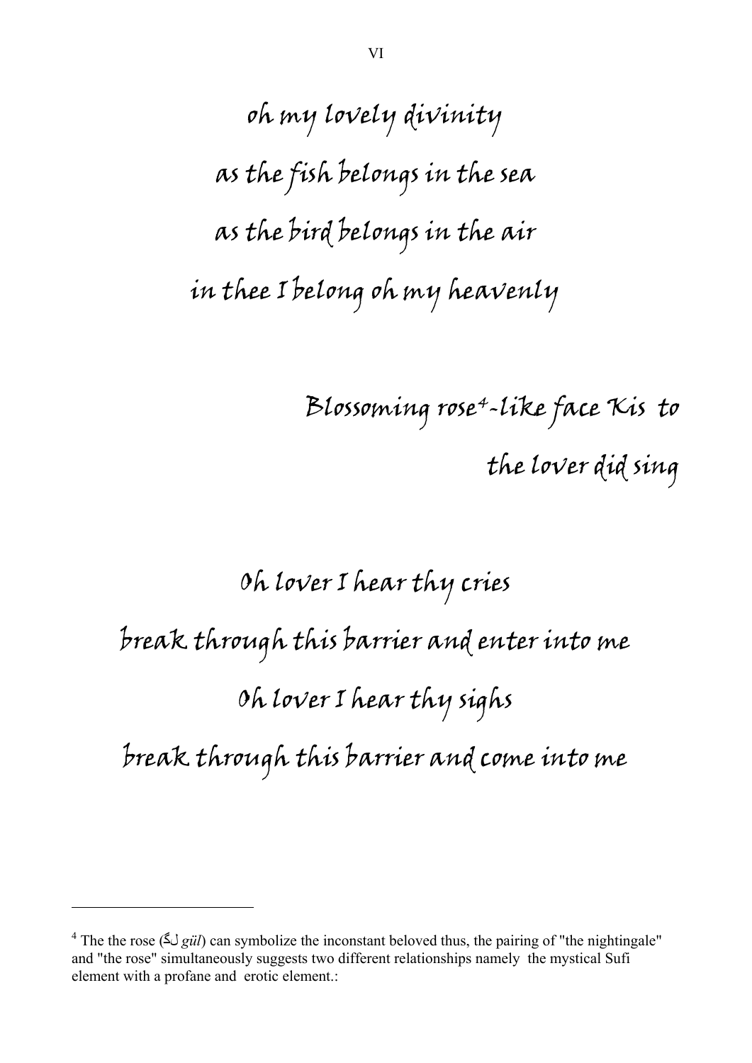# VI

oh my lovely divinity
as the fish belongs in the sea
as the bird belongs in the air
in thee I belong oh my heavenly

Blossoming rose[4]-like face Kis to
the lover did sing

Oh lover I hear thy cries
break through this barrier and enter into me
Oh lover I hear thy sighs
break through this barrier and come into me

---

[4] The the rose (گل *gül*) can symbolize the inconstant beloved thus, the pairing of "the nightingale" and "the rose" simultaneously suggests two different relationships namely the mystical Sufi element with a profane and erotic element.: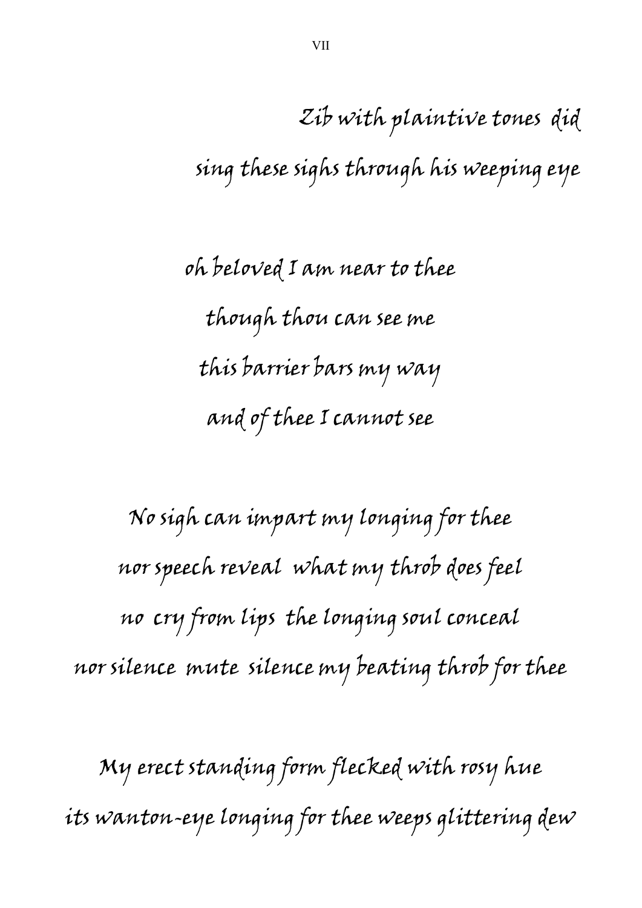## VII

*Zib with plaintive tones did*
*sing these sighs through his weeping eye*

*oh beloved I am near to thee*
*though thou can see me*
*this barrier bars my way*
*and of thee I cannot see*

*No sigh can impart my longing for thee*
*nor speech reveal what my throb does feel*
*no cry from lips the longing soul conceal*
*nor silence mute silence my beating throb for thee*

*My erect standing form flecked with rosy hue*
*its wanton-eye longing for thee weeps glittering dew*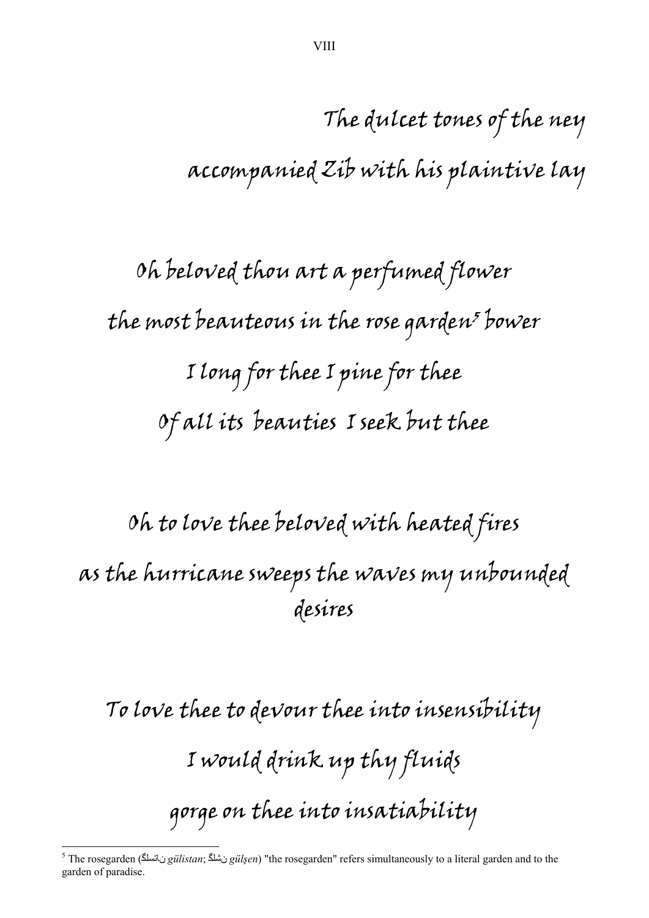## VIII

*The dulcet tones of the ney*
*accompanied Zib with his plaintive lay*

*Oh beloved thou art a perfumed flower*
*the most beauteous in the rose garden[5] bower*
*I long for thee I pine for thee*
*Of all its beauties I seek but thee*

*Oh to love thee beloved with heated fires*
*as the hurricane sweeps the waves my unbounded desires*

*To love thee to devour thee into insensibility*
*I would drink up thy fluids*
*gorge on thee into insatiability*

---

[5] The rosegarden (گلستان *gülistan*; گلشن *gülşen*) "the rosegarden" refers simultaneously to a literal garden and to the garden of paradise.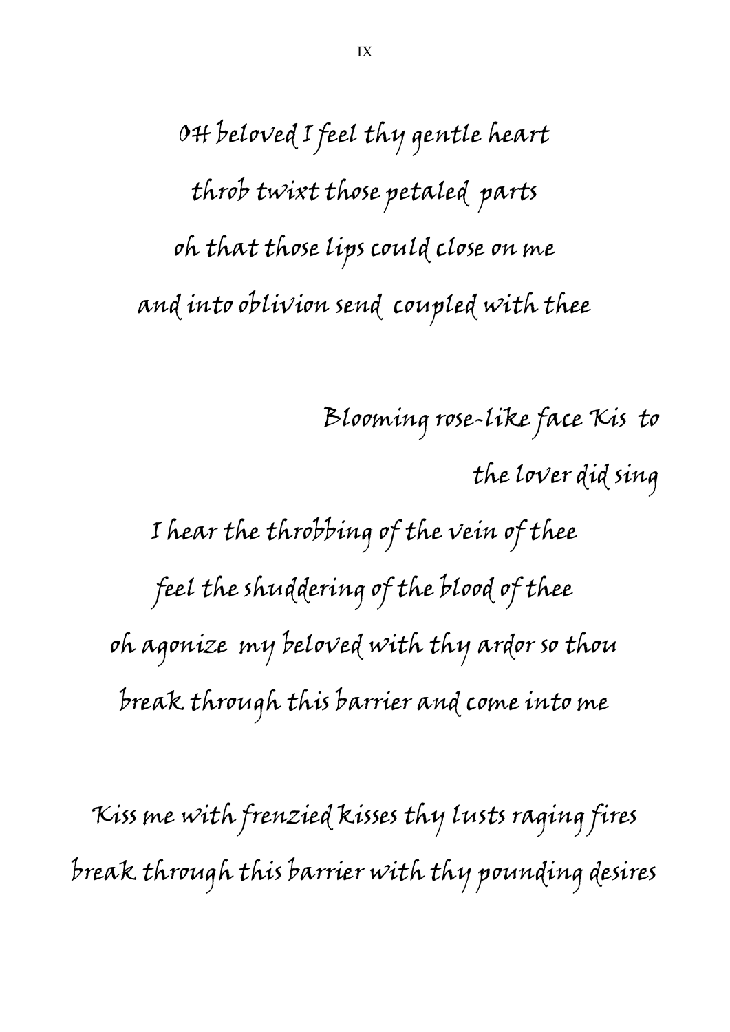# IX

OH beloved I feel thy gentle heart
throb twixt those petaled parts
oh that those lips could close on me
and into oblivion send coupled with thee

Blooming rose-like face Kis to
the lover did sing

I hear the throbbing of the vein of thee
feel the shuddering of the blood of thee
oh agonize my beloved with thy ardor so thou
break through this barrier and come into me

Kiss me with frenzied kisses thy lusts raging fires
break through this barrier with thy pounding desires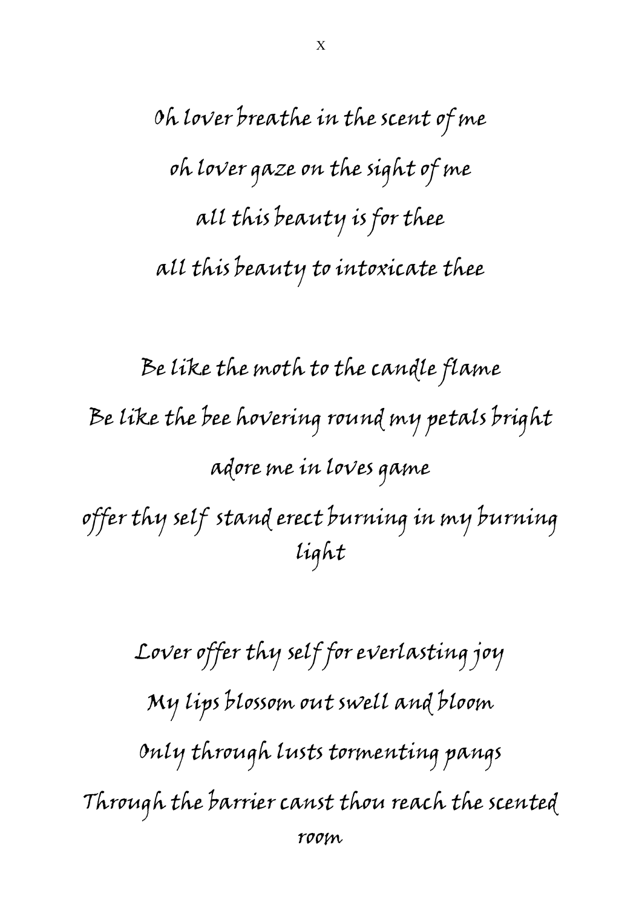## X

*Oh lover breathe in the scent of me*
*oh lover gaze on the sight of me*
*all this beauty is for thee*
*all this beauty to intoxicate thee*

*Be like the moth to the candle flame*
*Be like the bee hovering round my petals bright*
*adore me in loves game*
*offer thy self stand erect burning in my burning light*

*Lover offer thy self for everlasting joy*
*My lips blossom out swell and bloom*
*Only through lusts tormenting pangs*
*Through the barrier canst thou reach the scented room*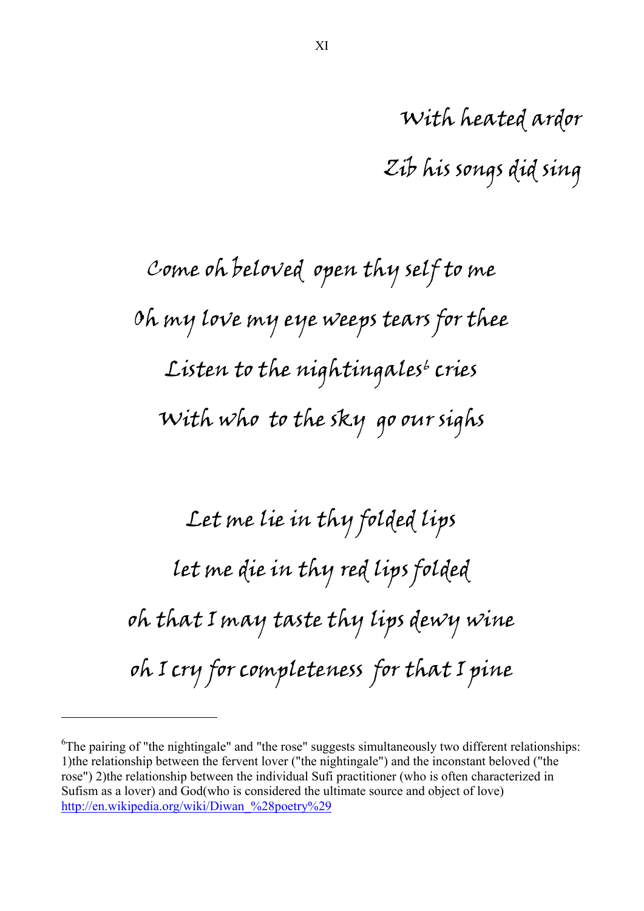With heated ardor

Zib his songs did sing

Come oh beloved open thy self to me

Oh my love my eye weeps tears for thee

Listen to the nightingales[6] cries

With who to the sky go our sighs

Let me lie in thy folded lips

let me die in thy red lips folded

oh that I may taste thy lips dewy wine

oh I cry for completeness for that I pine

---

[6]The pairing of "the nightingale" and "the rose" suggests simultaneously two different relationships: 1)the relationship between the fervent lover ("the nightingale") and the inconstant beloved ("the rose") 2)the relationship between the individual Sufi practitioner (who is often characterized in Sufism as a lover) and God(who is considered the ultimate source and object of love) http://en.wikipedia.org/wiki/Diwan_%28poetry%29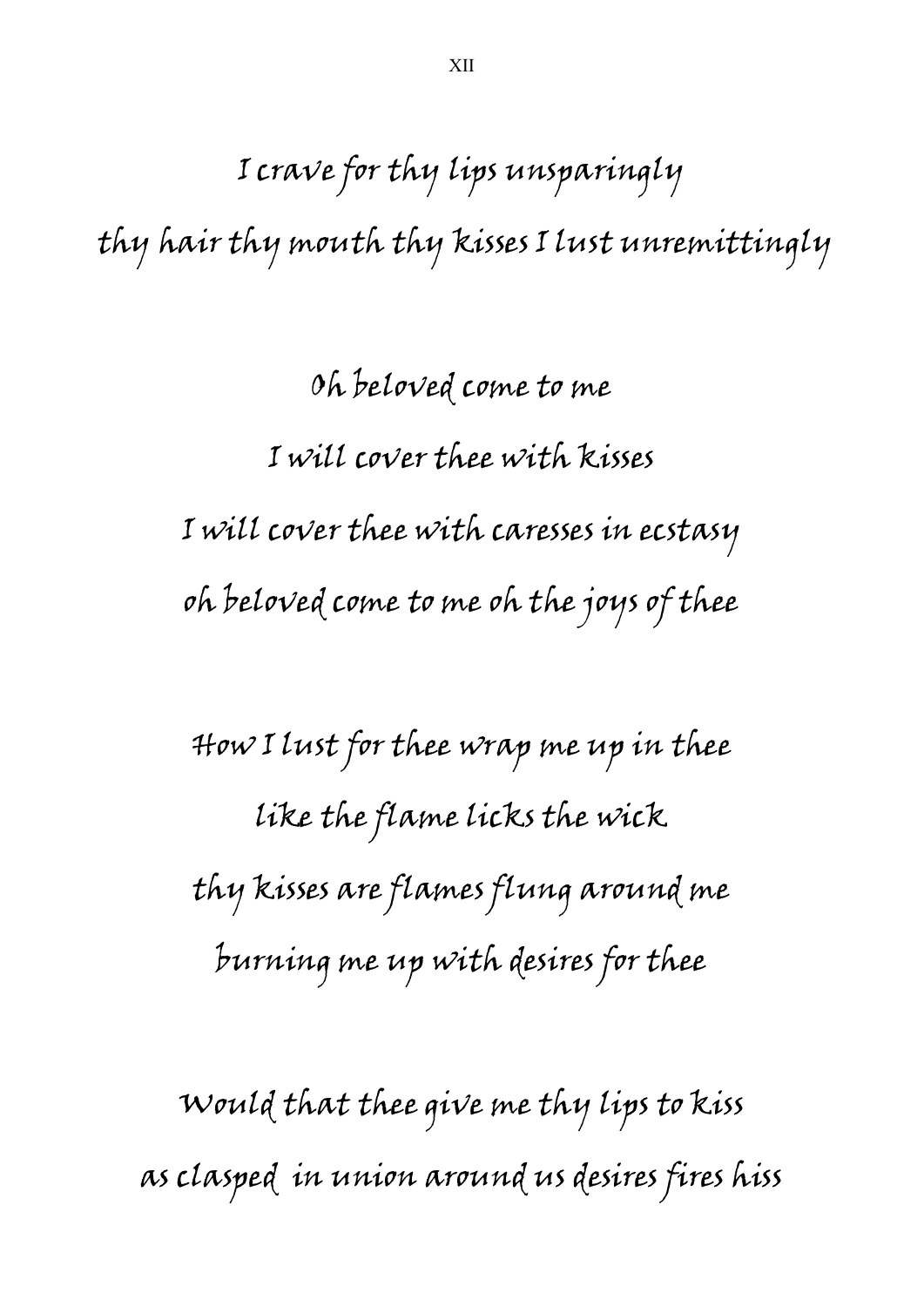## XII

I crave for thy lips unsparingly
thy hair thy mouth thy kisses I lust unremittingly

Oh beloved come to me
I will cover thee with kisses
I will cover thee with caresses in ecstasy
oh beloved come to me oh the joys of thee

How I lust for thee wrap me up in thee
like the flame licks the wick
thy kisses are flames flung around me
burning me up with desires for thee

Would that thee give me thy lips to kiss
as clasped in union around us desires fires hiss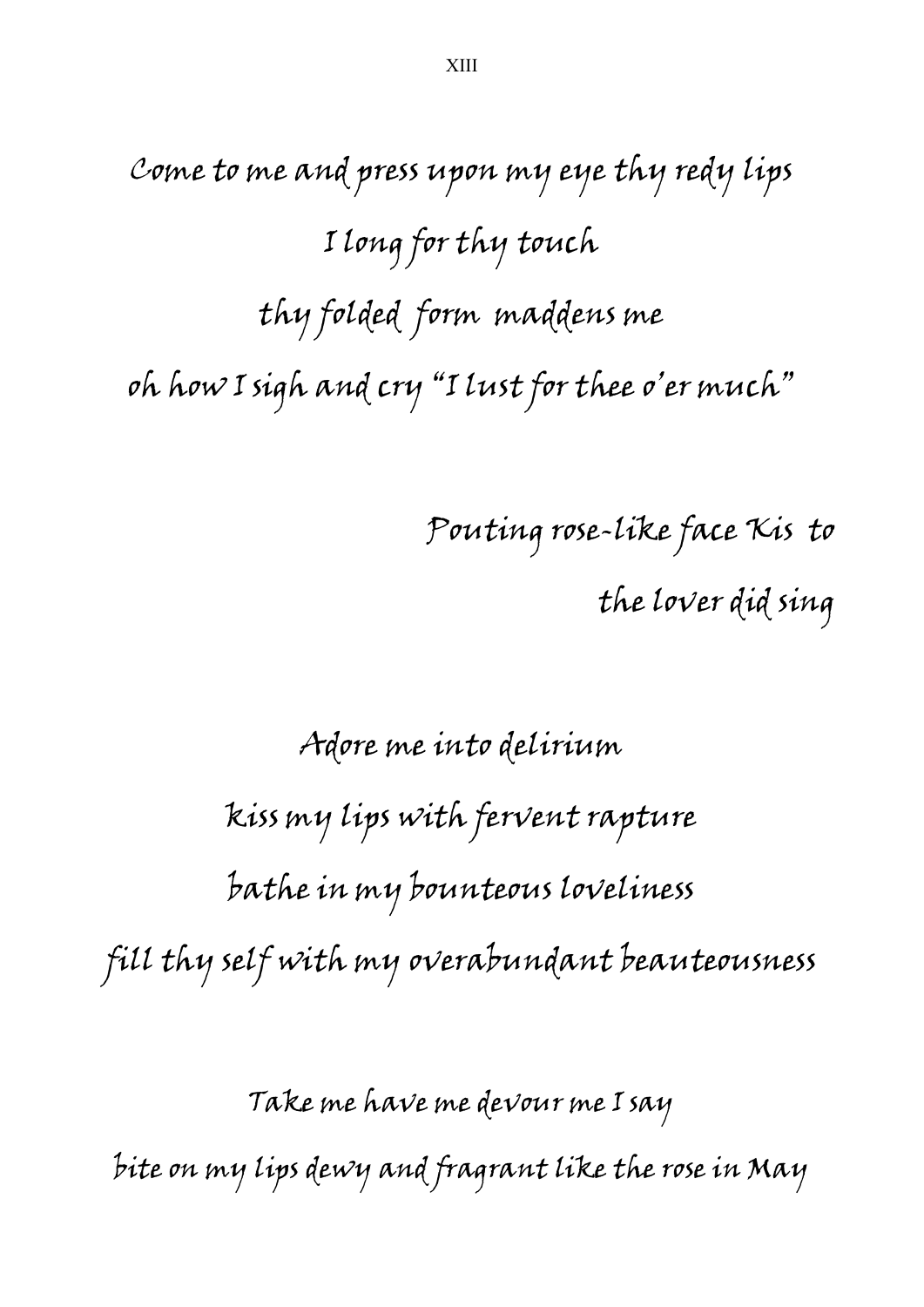# XIII

Come to me and press upon my eye thy redy lips

I long for thy touch

thy folded form maddens me

oh how I sigh and cry "I lust for thee o'er much"

Pouting rose-like face Kis to

the lover did sing

Adore me into delirium

kiss my lips with fervent rapture

bathe in my bounteous loveliness

fill thy self with my overabundant beauteousness

Take me have me devour me I say

bite on my lips dewy and fragrant like the rose in May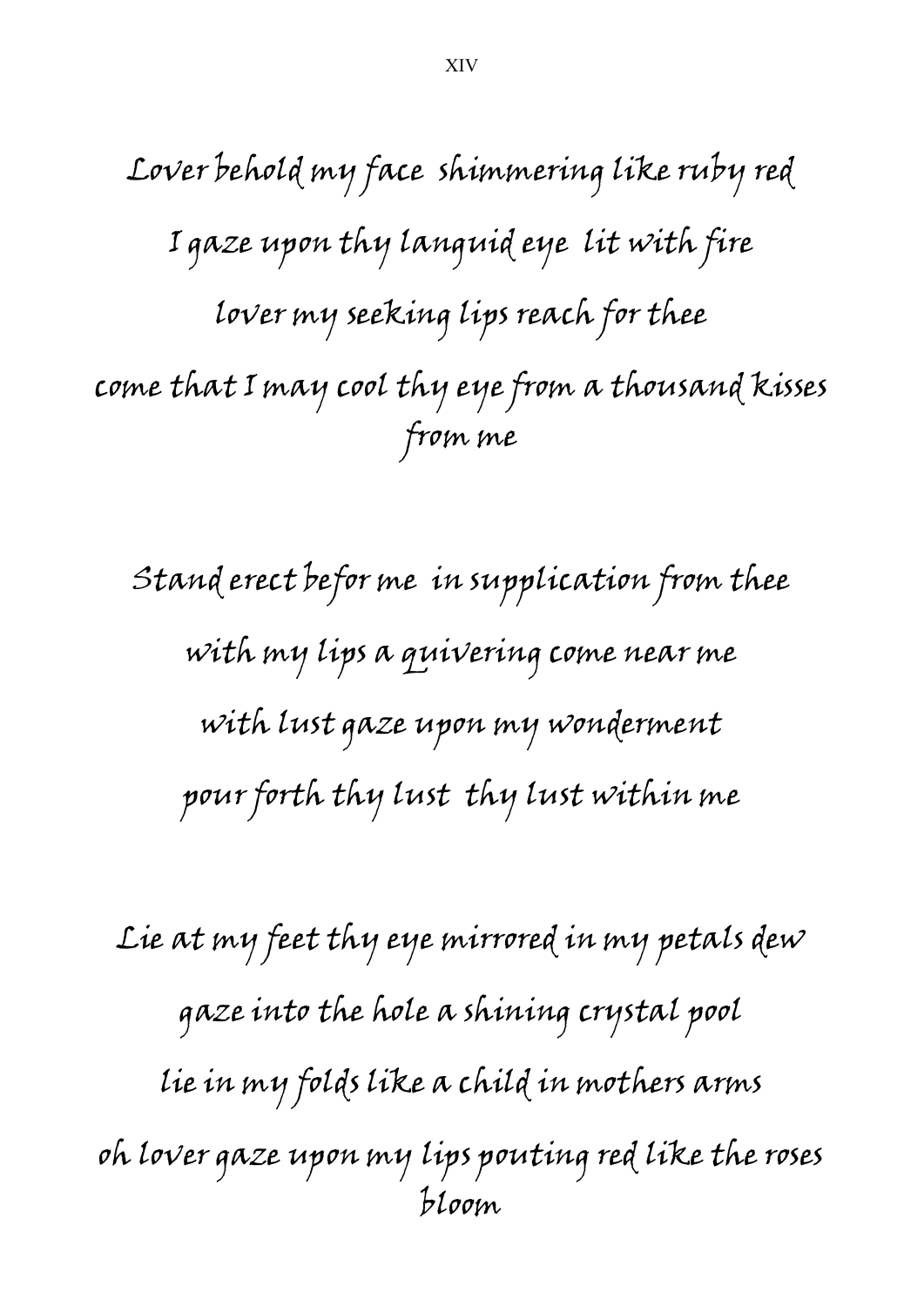# XIV

Lover behold my face shimmering like ruby red

I gaze upon thy languid eye lit with fire

lover my seeking lips reach for thee

come that I may cool thy eye from a thousand kisses from me

Stand erect befor me in supplication from thee

with my lips a quivering come near me

with lust gaze upon my wonderment

pour forth thy lust thy lust within me

Lie at my feet thy eye mirrored in my petals dew

gaze into the hole a shining crystal pool

lie in my folds like a child in mothers arms

oh lover gaze upon my lips pouting red like the roses bloom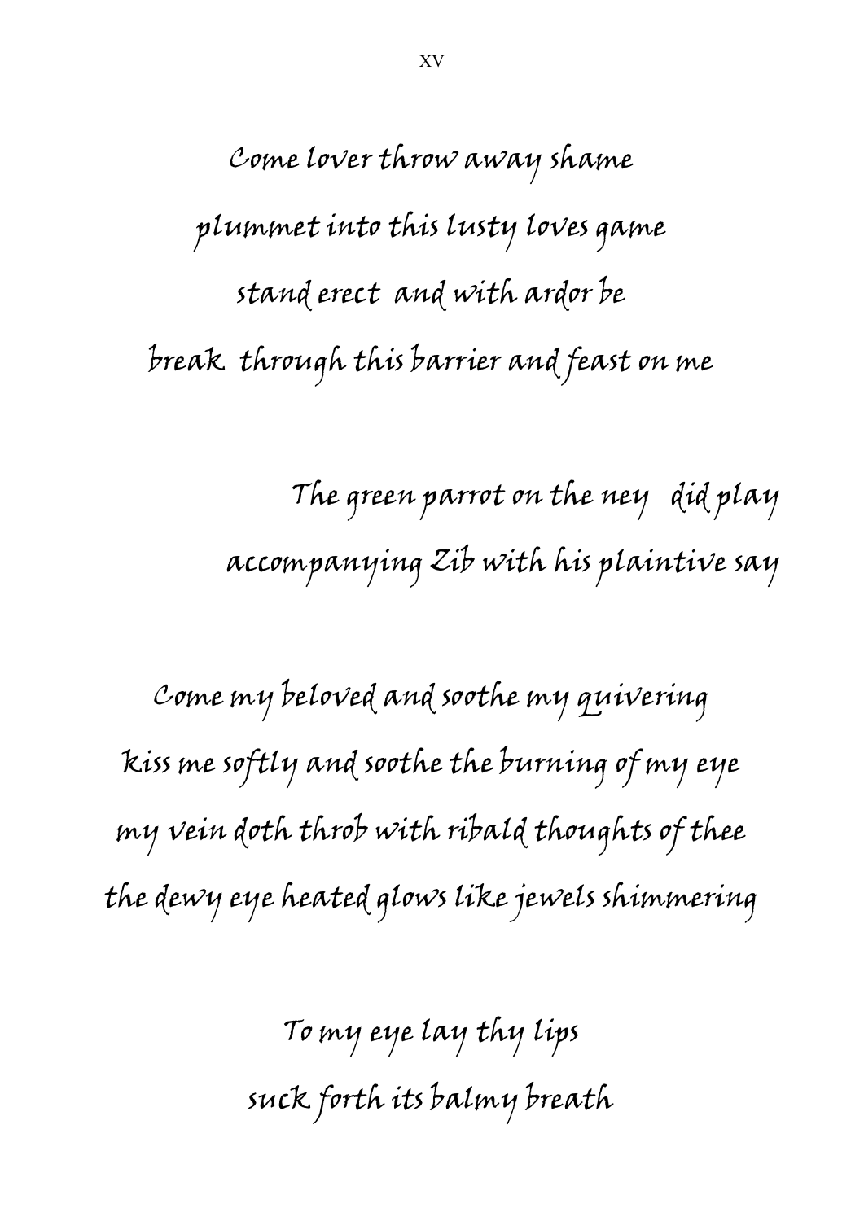XV

Come lover throw away shame
plummet into this lusty loves game
stand erect and with ardor be
break through this barrier and feast on me

The green parrot on the ney did play
accompanying Zib with his plaintive say

Come my beloved and soothe my quivering
kiss me softly and soothe the burning of my eye
my vein doth throb with ribald thoughts of thee
the dewy eye heated glows like jewels shimmering

To my eye lay thy lips
suck forth its balmy breath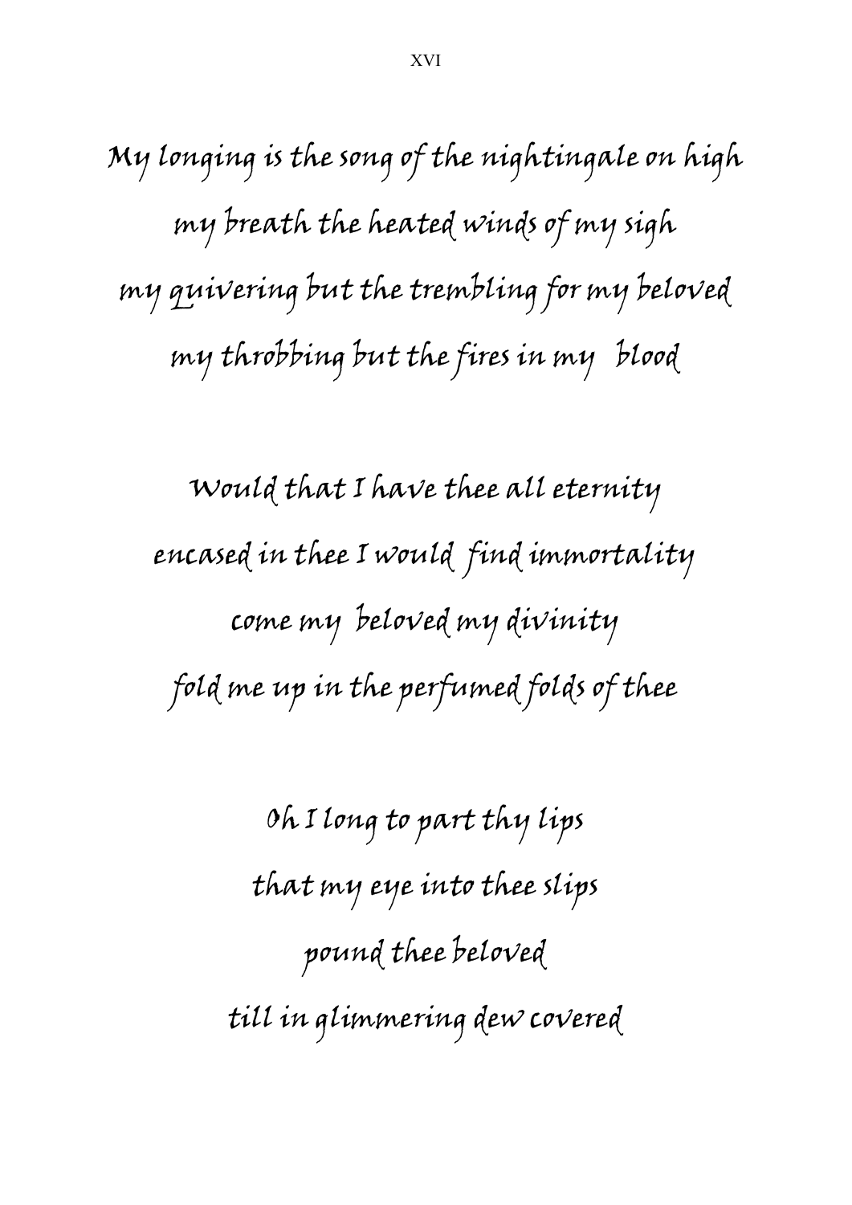XVI

My longing is the song of the nightingale on high  
my breath the heated winds of my sigh  
my quivering but the trembling for my beloved  
my throbbing but the fires in my blood

Would that I have thee all eternity  
encased in thee I would find immortality  
come my beloved my divinity  
fold me up in the perfumed folds of thee

Oh I long to part thy lips  
that my eye into thee slips  
pound thee beloved  
till in glimmering dew covered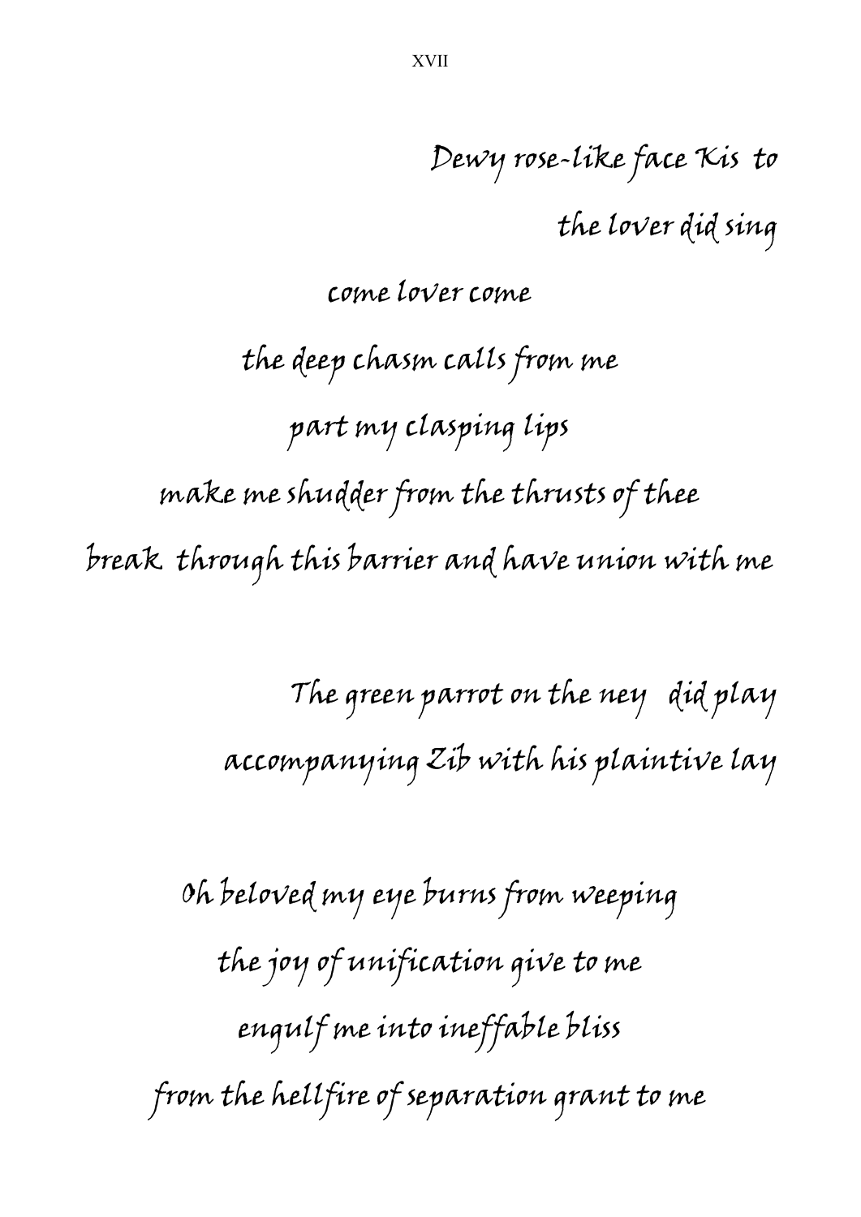XVII

Dewy rose-like face Kis to

the lover did sing

come lover come

the deep chasm calls from me

part my clasping lips

make me shudder from the thrusts of thee

break through this barrier and have union with me

The green parrot on the ney did play

accompanying Zib with his plaintive lay

Oh beloved my eye burns from weeping

the joy of unification give to me

engulf me into ineffable bliss

from the hellfire of separation grant to me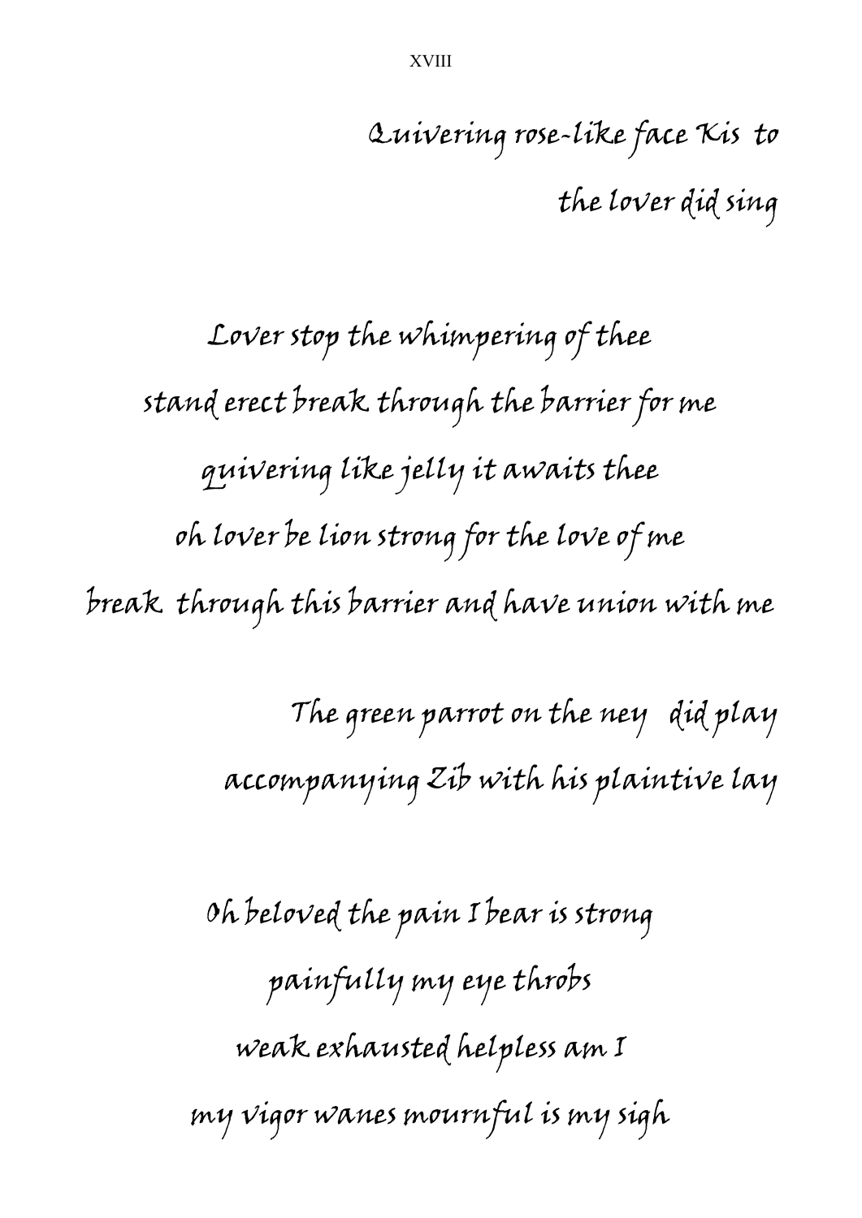## XVIII

Quivering rose-like face Kis to
the lover did sing

Lover stop the whimpering of thee
stand erect break through the barrier for me
quivering like jelly it awaits thee
oh lover be lion strong for the love of me
break through this barrier and have union with me

The green parrot on the ney did play
accompanying Zib with his plaintive lay

Oh beloved the pain I bear is strong
painfully my eye throbs
weak exhausted helpless am I
my vigor wanes mournful is my sigh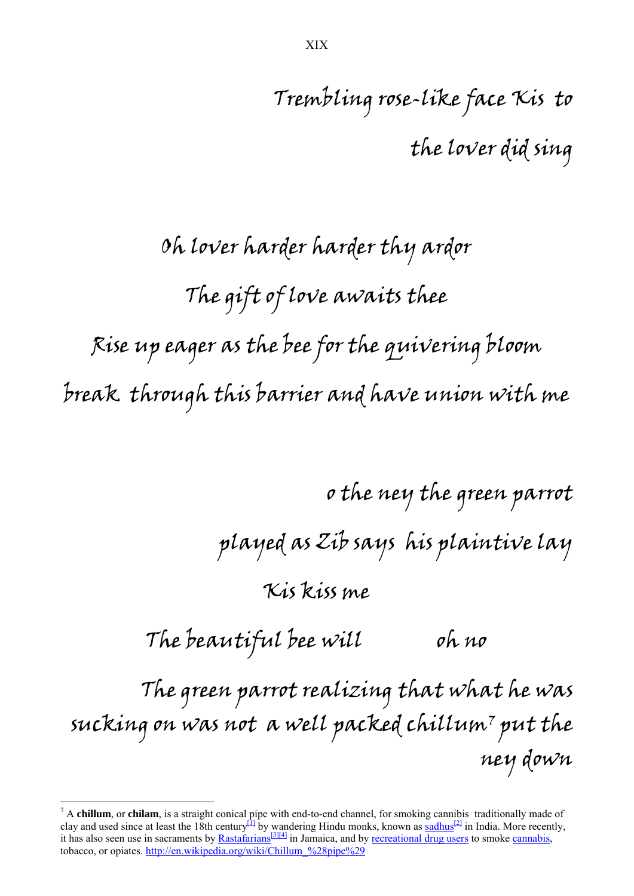# XIX

Trembling rose-like face Kis to
the lover did sing

Oh lover harder harder thy ardor
The gift of love awaits thee
Rise up eager as the bee for the quivering bloom
break through this barrier and have union with me

o the ney the green parrot
played as Zib says his plaintive lay
Kis kiss me
The beautiful bee will oh no

The green parrot realizing that what he was sucking on was not a well packed chillum[7] put the ney down

---

[7] A **chillum**, or **chilam**, is a straight conical pipe with end-to-end channel, for smoking cannibis traditionally made of clay and used since at least the 18th century[1] by wandering Hindu monks, known as sadhus[2] in India. More recently, it has also seen use in sacraments by Rastafarians[3][4] in Jamaica, and by recreational drug users to smoke cannabis, tobacco, or opiates. http://en.wikipedia.org/wiki/Chillum_%28pipe%29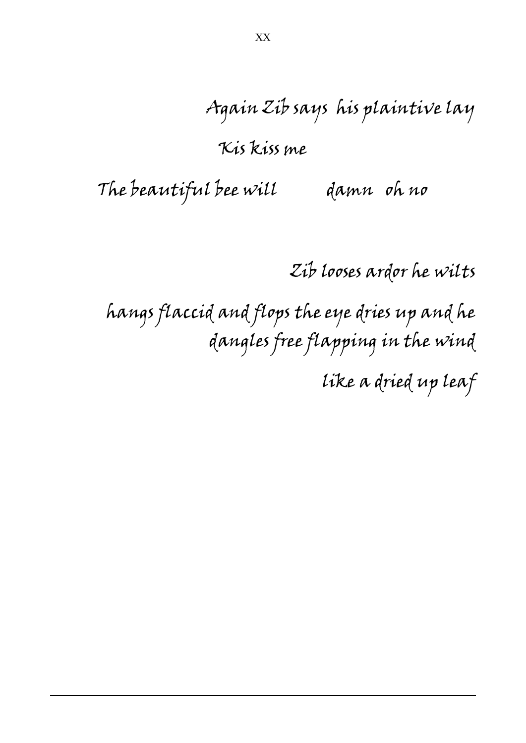Again Zib says his plaintive lay

Kis kiss me

The beautiful bee will damn oh no

Zib looses ardor he wilts

hangs flaccid and flops the eye dries up and he dangles free flapping in the wind

like a dried up leaf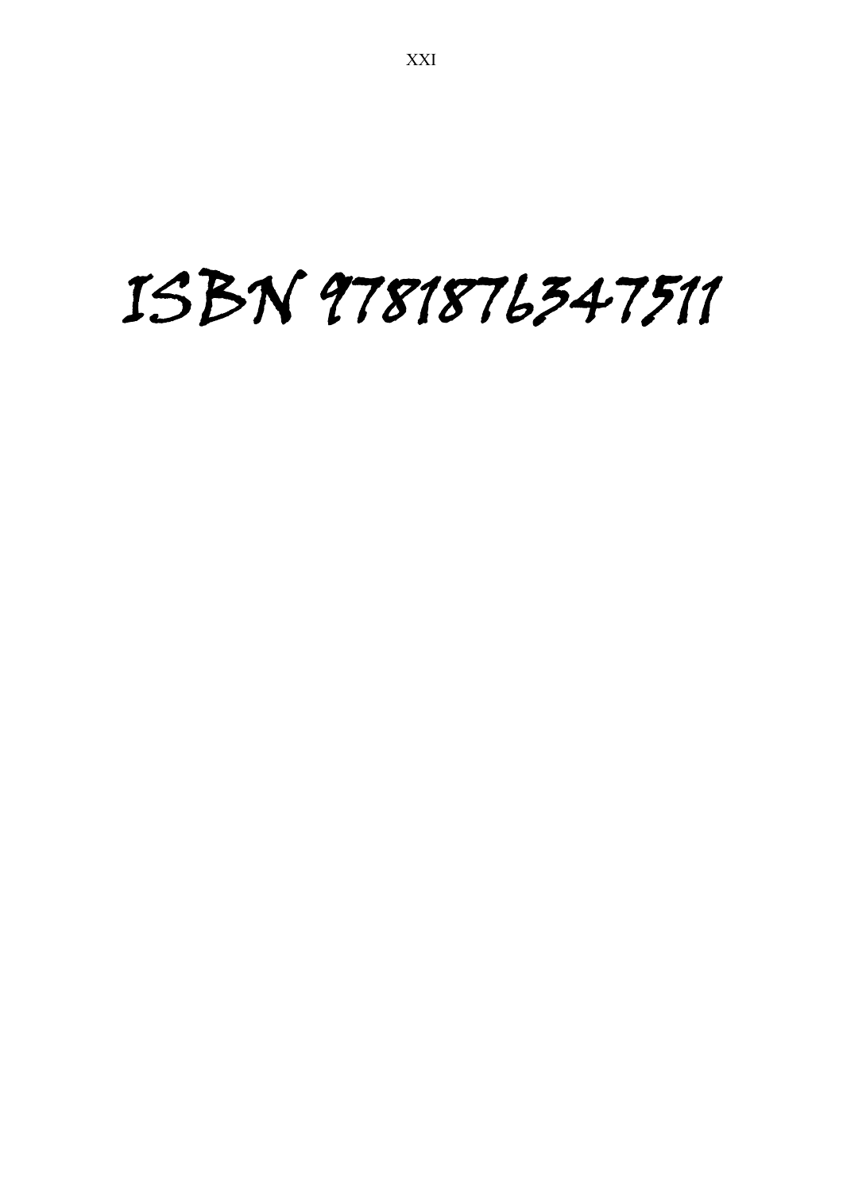ISBN 9781876347511